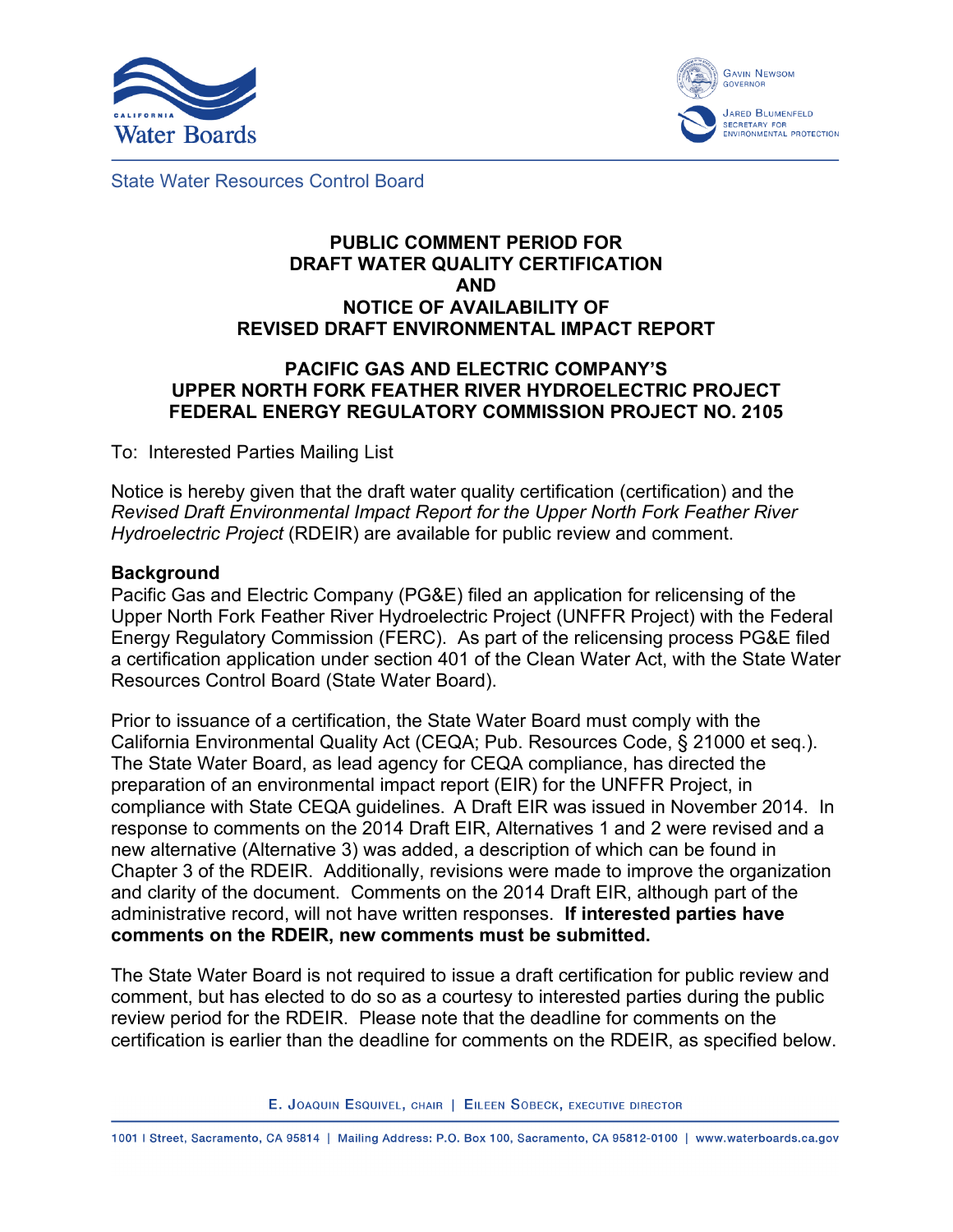State Water Resources Control Board

# PUBLIC COMMENT PERIOD FOR DRAFT WATER QUALITY CERTIFICATION AND NOTICE OF AVAILABILITY OF REVISED DRAFT ENVIRONMENTAL IMPACT REPORT

## PACIFIC GAS AND ELECTRIC COMPANY'S UPPER NORTH FORK FEATHER RIVER HYDROELECTRIC PROJECT FEDERAL ENERGY REGULATORY COMMISSION PROJECT NO. 2105

To: Interested Parties Mailing List

Notice is hereby given that the draft water quality certification (certification) and the *Revised Draft Environmental Impact Report for the Upper North Fork Feather River Hydroelectric Project* (RDEIR) are available for public review and comment.

**Background**

Pacific Gas and Electric Company (PG&E) filed an application for relicensing of the Upper North Fork Feather River Hydroelectric Project (UNFFR Project) with the Federal Energy Regulatory Commission (FERC). As part of the relicensing process PG&E filed a certification application under section 401 of the Clean Water Act, with the State Water Resources Control Board (State Water Board).

Prior to issuance of a certification, the State Water Board must comply with the California Environmental Quality Act (CEQA; Pub. Resources Code, § 21000 et seq.). The State Water Board, as lead agency for CEQA compliance, has directed the preparation of an environmental impact report (EIR) for the UNFFR Project, in compliance with State CEQA guidelines. A Draft EIR was issued in November 2014. In response to comments on the 2014 Draft EIR, Alternatives 1 and 2 were revised and a new alternative (Alternative 3) was added, a description of which can be found in Chapter 3 of the RDEIR. Additionally, revisions were made to improve the organization and clarity of the document. Comments on the 2014 Draft EIR, although part of the administrative record, will not have written responses. **If interested parties have comments on the RDEIR, new comments must be submitted.**

The State Water Board is not required to issue a draft certification for public review and comment, but has elected to do so as a courtesy to interested parties during the public review period for the RDEIR. Please note that the deadline for comments on the certification is earlier than the deadline for comments on the RDEIR, as specified below.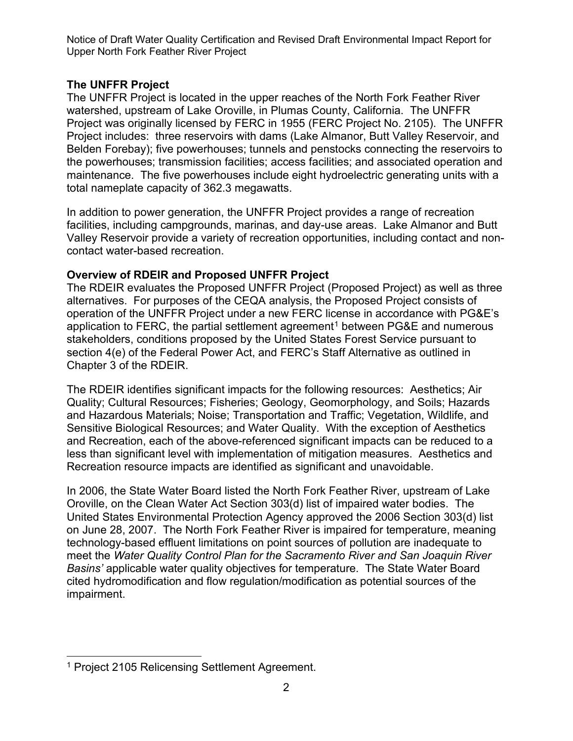**The UNFFR Project**

The UNFFR Project is located in the upper reaches of the North Fork Feather River watershed, upstream of Lake Oroville, in Plumas County, California. The UNFFR Project was originally licensed by FERC in 1955 (FERC Project No. 2105). The UNFFR Project includes: three reservoirs with dams (Lake Almanor, Butt Valley Reservoir, and Belden Forebay); five powerhouses; tunnels and penstocks connecting the reservoirs to the powerhouses; transmission facilities; access facilities; and associated operation and maintenance. The five powerhouses include eight hydroelectric generating units with a total nameplate capacity of 362.3 megawatts.

In addition to power generation, the UNFFR Project provides a range of recreation facilities, including campgrounds, marinas, and day-use areas. Lake Almanor and Butt Valley Reservoir provide a variety of recreation opportunities, including contact and non-contact water-based recreation.

**Overview of RDEIR and Proposed UNFFR Project**

The RDEIR evaluates the Proposed UNFFR Project (Proposed Project) as well as three alternatives. For purposes of the CEQA analysis, the Proposed Project consists of operation of the UNFFR Project under a new FERC license in accordance with PG&E's application to FERC, the partial settlement agreement[1] between PG&E and numerous stakeholders, conditions proposed by the United States Forest Service pursuant to section 4(e) of the Federal Power Act, and FERC's Staff Alternative as outlined in Chapter 3 of the RDEIR.

The RDEIR identifies significant impacts for the following resources: Aesthetics; Air Quality; Cultural Resources; Fisheries; Geology, Geomorphology, and Soils; Hazards and Hazardous Materials; Noise; Transportation and Traffic; Vegetation, Wildlife, and Sensitive Biological Resources; and Water Quality. With the exception of Aesthetics and Recreation, each of the above-referenced significant impacts can be reduced to a less than significant level with implementation of mitigation measures. Aesthetics and Recreation resource impacts are identified as significant and unavoidable.

In 2006, the State Water Board listed the North Fork Feather River, upstream of Lake Oroville, on the Clean Water Act Section 303(d) list of impaired water bodies. The United States Environmental Protection Agency approved the 2006 Section 303(d) list on June 28, 2007. The North Fork Feather River is impaired for temperature, meaning technology-based effluent limitations on point sources of pollution are inadequate to meet the *Water Quality Control Plan for the Sacramento River and San Joaquin River Basins'* applicable water quality objectives for temperature. The State Water Board cited hydromodification and flow regulation/modification as potential sources of the impairment.

---

[1] Project 2105 Relicensing Settlement Agreement.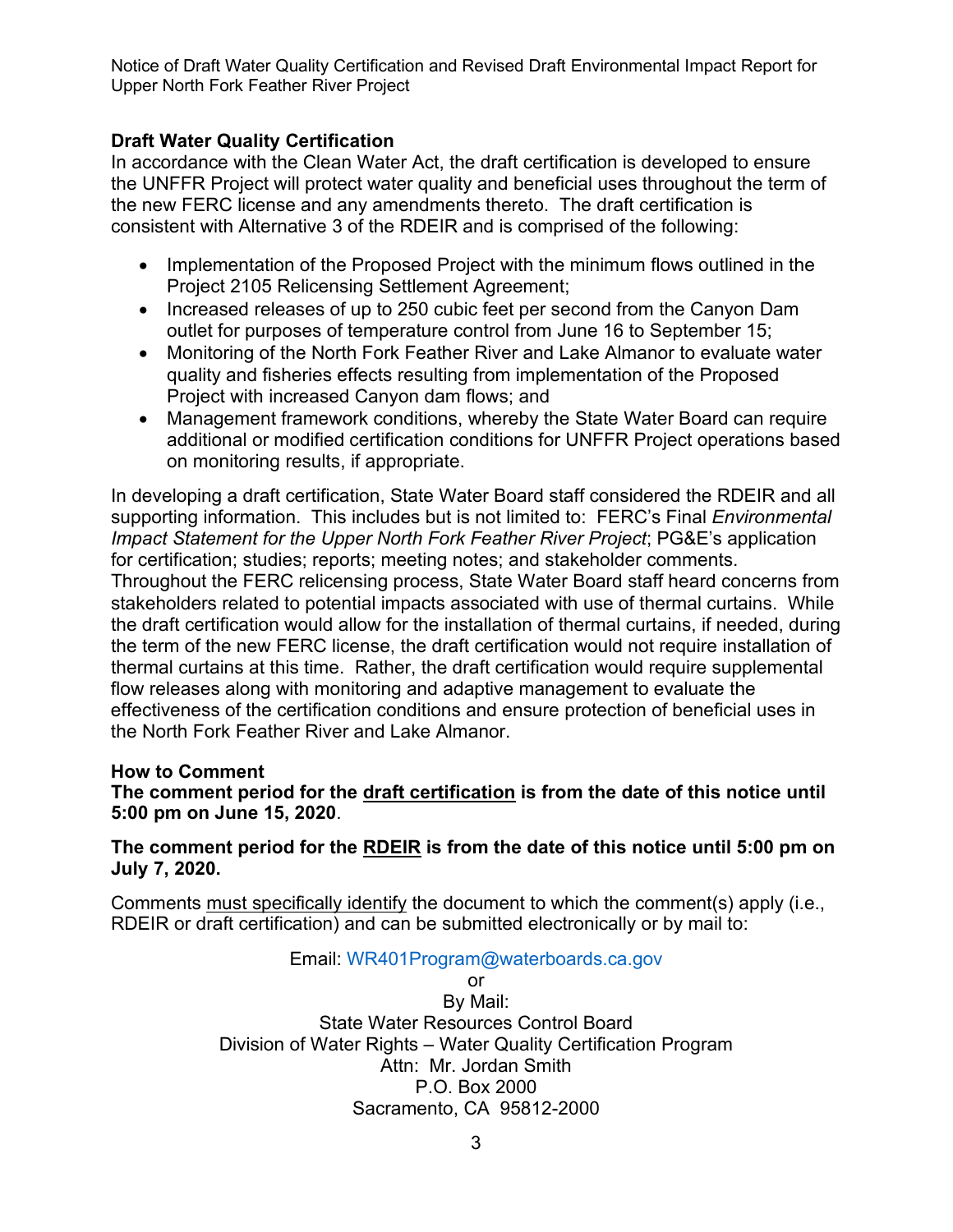## Draft Water Quality Certification

In accordance with the Clean Water Act, the draft certification is developed to ensure the UNFFR Project will protect water quality and beneficial uses throughout the term of the new FERC license and any amendments thereto. The draft certification is consistent with Alternative 3 of the RDEIR and is comprised of the following:

- Implementation of the Proposed Project with the minimum flows outlined in the Project 2105 Relicensing Settlement Agreement;
- Increased releases of up to 250 cubic feet per second from the Canyon Dam outlet for purposes of temperature control from June 16 to September 15;
- Monitoring of the North Fork Feather River and Lake Almanor to evaluate water quality and fisheries effects resulting from implementation of the Proposed Project with increased Canyon dam flows; and
- Management framework conditions, whereby the State Water Board can require additional or modified certification conditions for UNFFR Project operations based on monitoring results, if appropriate.

In developing a draft certification, State Water Board staff considered the RDEIR and all supporting information. This includes but is not limited to: FERC's Final *Environmental Impact Statement for the Upper North Fork Feather River Project*; PG&E's application for certification; studies; reports; meeting notes; and stakeholder comments. Throughout the FERC relicensing process, State Water Board staff heard concerns from stakeholders related to potential impacts associated with use of thermal curtains. While the draft certification would allow for the installation of thermal curtains, if needed, during the term of the new FERC license, the draft certification would not require installation of thermal curtains at this time. Rather, the draft certification would require supplemental flow releases along with monitoring and adaptive management to evaluate the effectiveness of the certification conditions and ensure protection of beneficial uses in the North Fork Feather River and Lake Almanor.

## How to Comment

**The comment period for the <u>draft certification</u> is from the date of this notice until 5:00 pm on June 15, 2020**.

**The comment period for the <u>RDEIR</u> is from the date of this notice until 5:00 pm on July 7, 2020.**

Comments <u>must specifically identify</u> the document to which the comment(s) apply (i.e., RDEIR or draft certification) and can be submitted electronically or by mail to:

Email: WR401Program@waterboards.ca.gov

or

By Mail:
State Water Resources Control Board
Division of Water Rights – Water Quality Certification Program
Attn: Mr. Jordan Smith
P.O. Box 2000
Sacramento, CA 95812-2000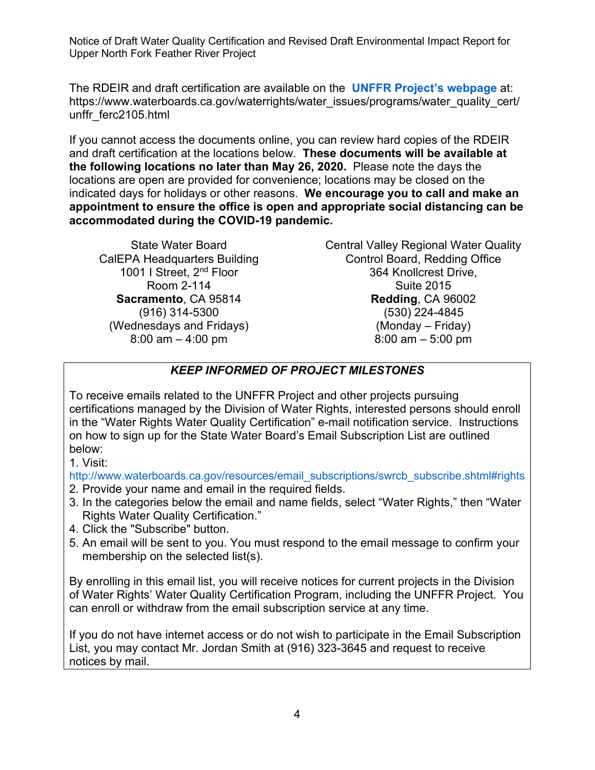The RDEIR and draft certification are available on the **UNFFR Project's webpage** at: https://www.waterboards.ca.gov/waterrights/water_issues/programs/water_quality_cert/unffr_ferc2105.html

If you cannot access the documents online, you can review hard copies of the RDEIR and draft certification at the locations below. **These documents will be available at the following locations no later than May 26, 2020.** Please note the days the locations are open are provided for convenience; locations may be closed on the indicated days for holidays or other reasons. **We encourage you to call and make an appointment to ensure the office is open and appropriate social distancing can be accommodated during the COVID-19 pandemic.**

State Water Board
CalEPA Headquarters Building
1001 I Street, 2nd Floor
Room 2-114
**Sacramento**, CA 95814
(916) 314-5300
(Wednesdays and Fridays)
8:00 am – 4:00 pm

Central Valley Regional Water Quality Control Board, Redding Office
364 Knollcrest Drive,
Suite 2015
**Redding**, CA 96002
(530) 224-4845
(Monday – Friday)
8:00 am – 5:00 pm

***KEEP INFORMED OF PROJECT MILESTONES***

To receive emails related to the UNFFR Project and other projects pursuing certifications managed by the Division of Water Rights, interested persons should enroll in the "Water Rights Water Quality Certification" e-mail notification service. Instructions on how to sign up for the State Water Board's Email Subscription List are outlined below:

1. Visit: http://www.waterboards.ca.gov/resources/email_subscriptions/swrcb_subscribe.shtml#rights
2. Provide your name and email in the required fields.
3. In the categories below the email and name fields, select "Water Rights," then "Water Rights Water Quality Certification."
4. Click the "Subscribe" button.
5. An email will be sent to you. You must respond to the email message to confirm your membership on the selected list(s).

By enrolling in this email list, you will receive notices for current projects in the Division of Water Rights' Water Quality Certification Program, including the UNFFR Project. You can enroll or withdraw from the email subscription service at any time.

If you do not have internet access or do not wish to participate in the Email Subscription List, you may contact Mr. Jordan Smith at (916) 323-3645 and request to receive notices by mail.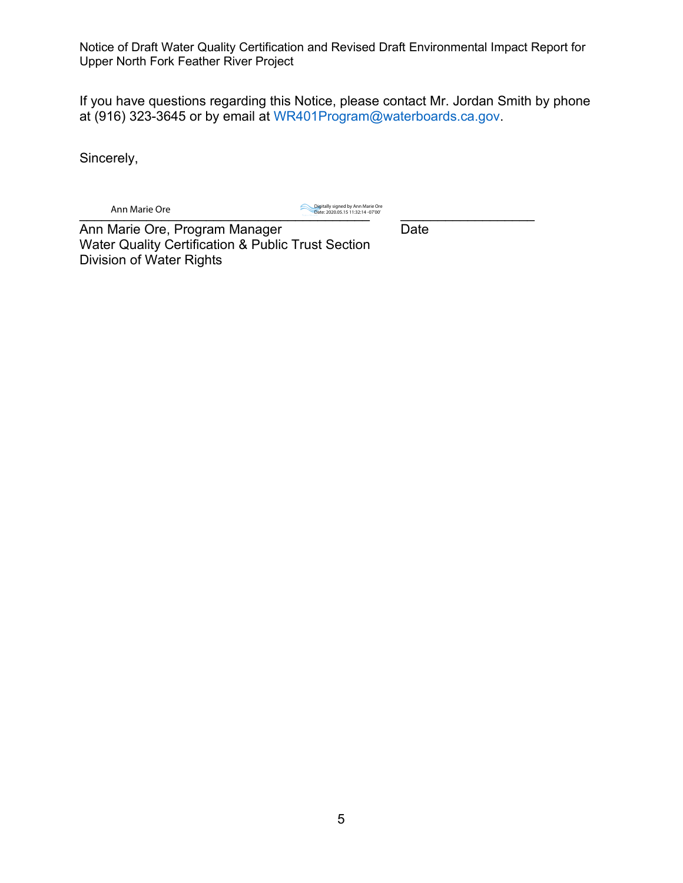If you have questions regarding this Notice, please contact Mr. Jordan Smith by phone at (916) 323-3645 or by email at WR401Program@waterboards.ca.gov.

Sincerely,

Ann Marie Ore    Digitally signed by Ann Marie Ore Date: 2020.05.15 11:32:14 -07'00'

\_\_\_\_\_\_\_\_\_\_\_\_\_\_\_\_\_\_\_\_\_\_\_\_\_\_\_\_\_\_\_\_\_\_\_\_\_\_\_\_\_\_  \_\_\_\_\_\_\_\_\_\_\_\_\_\_\_\_\_\_\_\_

Ann Marie Ore, Program Manager    Date
Water Quality Certification & Public Trust Section
Division of Water Rights